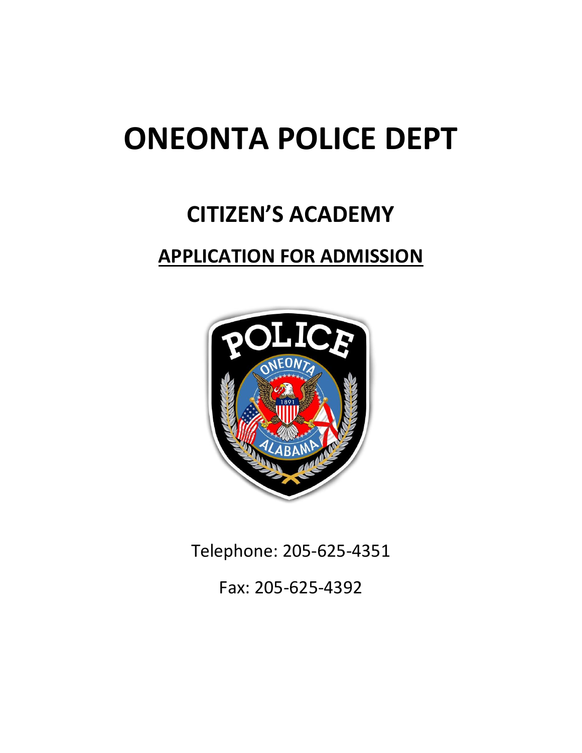# ONEONTA POLICE DEPT

## CITIZEN'S ACADEMY

## APPLICATION FOR ADMISSION

Telephone: 205-625-4351

Fax: 205-625-4392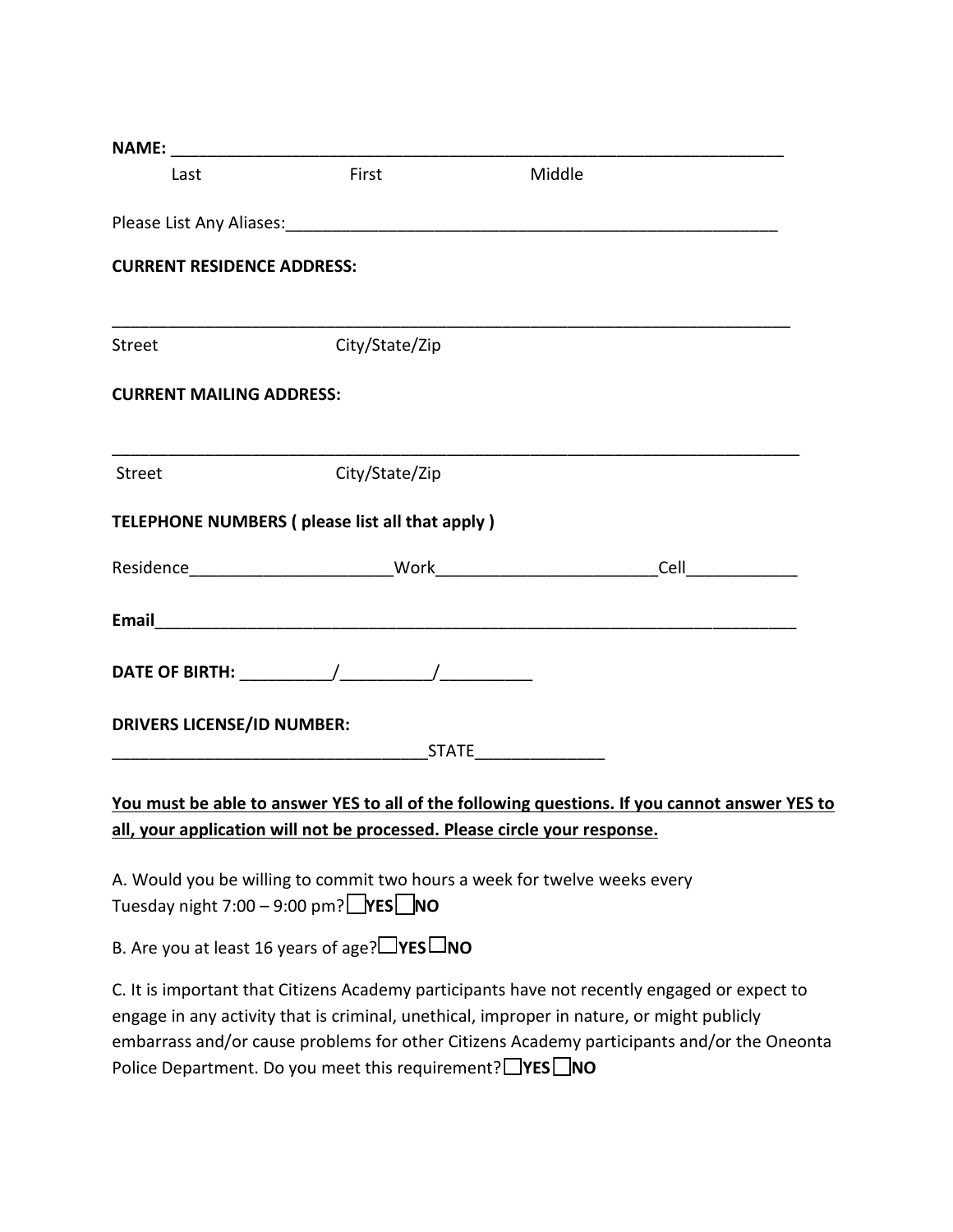**NAME:** ______________________________________________________________________

Last First Middle

Please List Any Aliases:_______________________________________________________

**CURRENT RESIDENCE ADDRESS:**

___________________________________________________________________________

Street City/State/Zip

**CURRENT MAILING ADDRESS:**

___________________________________________________________________________

Street City/State/Zip

**TELEPHONE NUMBERS ( please list all that apply )**

Residence_____________________Work_______________________Cell____________

**Email**______________________________________________________________________

**DATE OF BIRTH:** __________/__________/__________

**DRIVERS LICENSE/ID NUMBER:**

___________________________________STATE______________

**<u>You must be able to answer YES to all of the following questions. If you cannot answer YES to all, your application will not be processed. Please circle your response.</u>**

A. Would you be willing to commit two hours a week for twelve weeks every Tuesday night 7:00 – 9:00 pm? ☐ **YES** ☐ **NO**

B. Are you at least 16 years of age? ☐ **YES** ☐ **NO**

C. It is important that Citizens Academy participants have not recently engaged or expect to engage in any activity that is criminal, unethical, improper in nature, or might publicly embarrass and/or cause problems for other Citizens Academy participants and/or the Oneonta Police Department. Do you meet this requirement? ☐ **YES** ☐ **NO**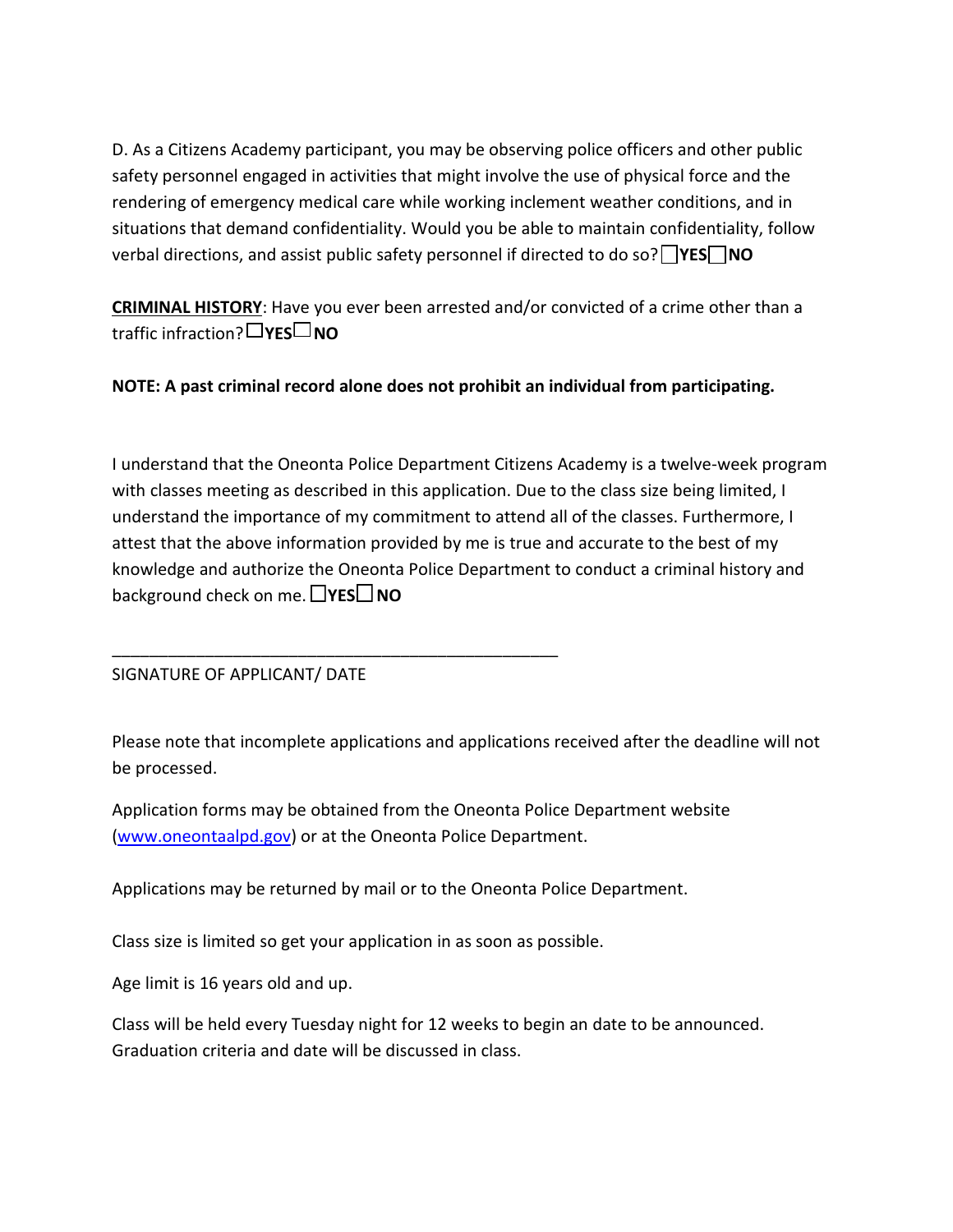D. As a Citizens Academy participant, you may be observing police officers and other public safety personnel engaged in activities that might involve the use of physical force and the rendering of emergency medical care while working inclement weather conditions, and in situations that demand confidentiality. Would you be able to maintain confidentiality, follow verbal directions, and assist public safety personnel if directed to do so? ☐ **YES** ☐ **NO**

**CRIMINAL HISTORY**: Have you ever been arrested and/or convicted of a crime other than a traffic infraction? ☐ **YES** ☐ **NO**

**NOTE: A past criminal record alone does not prohibit an individual from participating.**

I understand that the Oneonta Police Department Citizens Academy is a twelve-week program with classes meeting as described in this application. Due to the class size being limited, I understand the importance of my commitment to attend all of the classes. Furthermore, I attest that the above information provided by me is true and accurate to the best of my knowledge and authorize the Oneonta Police Department to conduct a criminal history and background check on me. ☐ **YES** ☐ **NO**

_______________________________________________

SIGNATURE OF APPLICANT/ DATE

Please note that incomplete applications and applications received after the deadline will not be processed.

Application forms may be obtained from the Oneonta Police Department website ([www.oneontaalpd.gov](www.oneontaalpd.gov)) or at the Oneonta Police Department.

Applications may be returned by mail or to the Oneonta Police Department.

Class size is limited so get your application in as soon as possible.

Age limit is 16 years old and up.

Class will be held every Tuesday night for 12 weeks to begin an date to be announced. Graduation criteria and date will be discussed in class.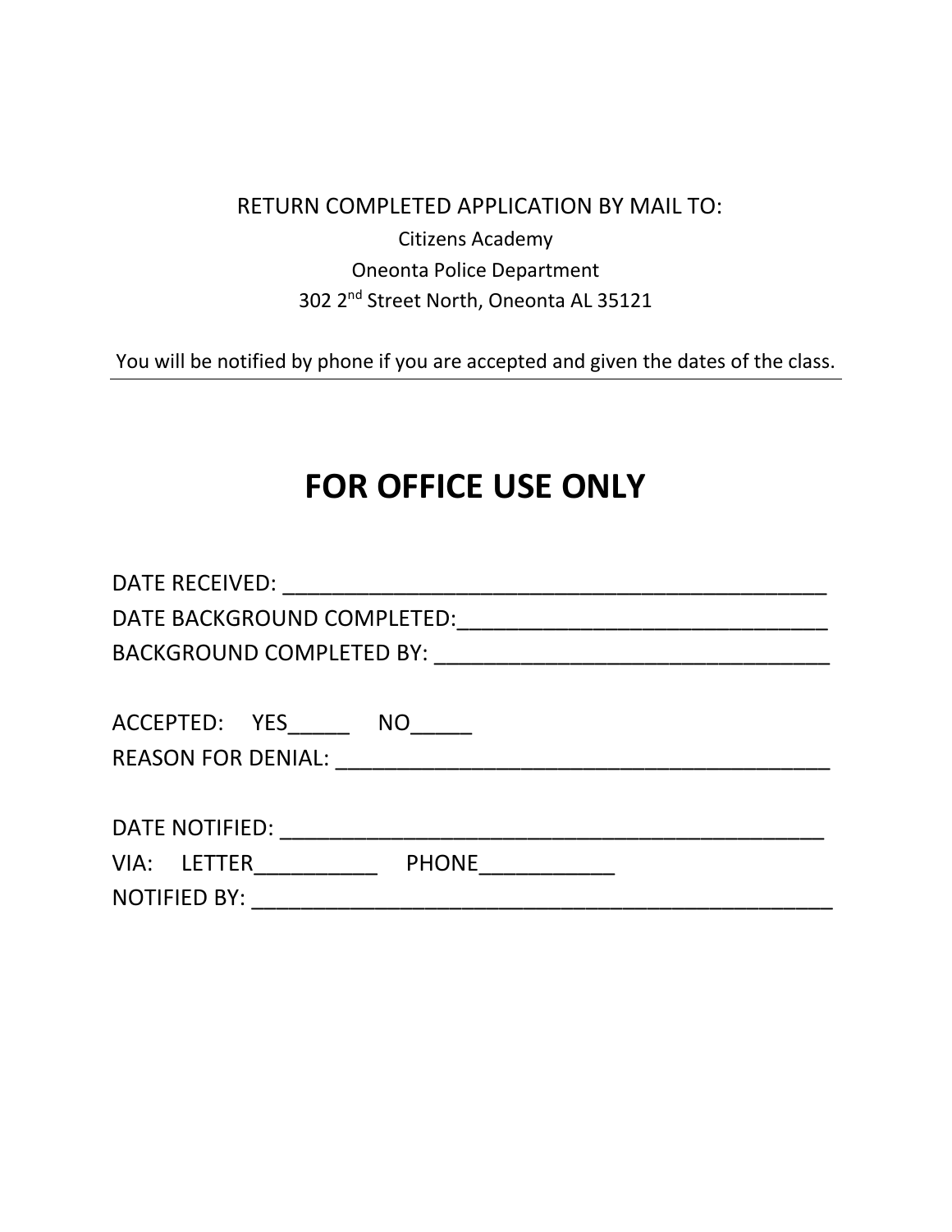RETURN COMPLETED APPLICATION BY MAIL TO:

Citizens Academy

Oneonta Police Department

302 2nd Street North, Oneonta AL 35121

You will be notified by phone if you are accepted and given the dates of the class.

---

# FOR OFFICE USE ONLY

DATE RECEIVED: _______________________________________________

DATE BACKGROUND COMPLETED:_______________________________

BACKGROUND COMPLETED BY: _________________________________

ACCEPTED: YES_____ NO_____

REASON FOR DENIAL: _________________________________________

DATE NOTIFIED: ________________________________________________

VIA: LETTER__________ PHONE___________

NOTIFIED BY: ___________________________________________________